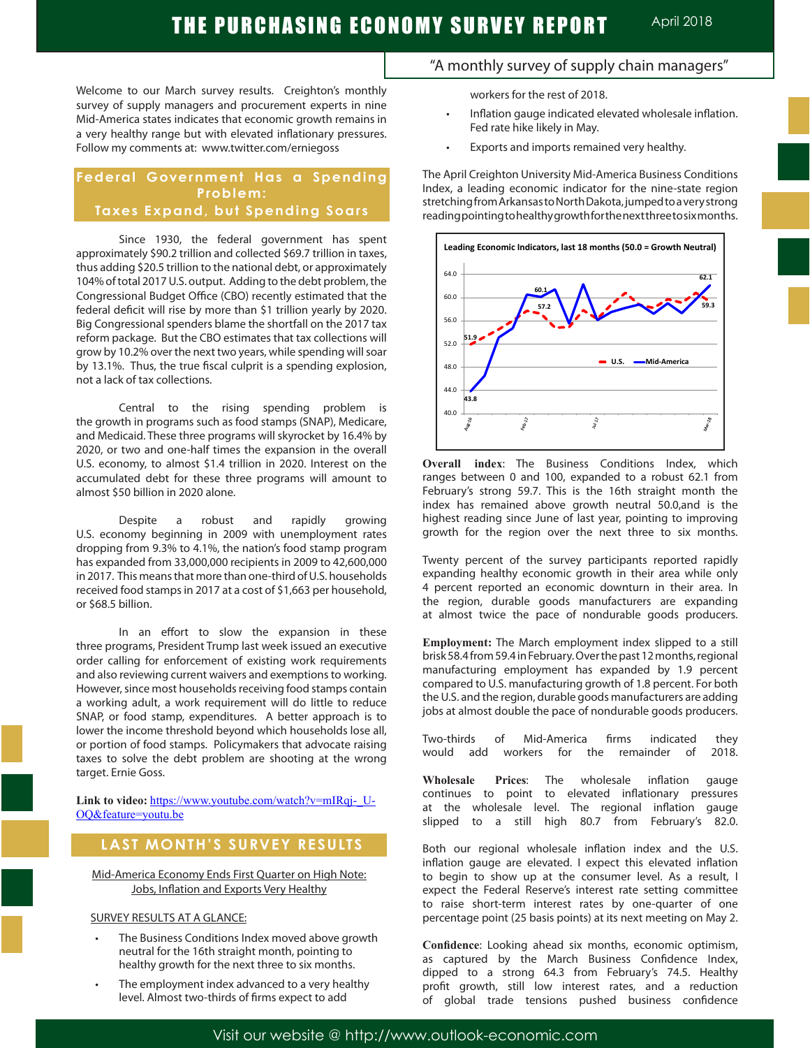# THE PURCHASING ECONOMY SURVEY REPORT

April 2018

"A monthly survey of supply chain managers"

Welcome to our March survey results. Creighton's monthly survey of supply managers and procurement experts in nine Mid-America states indicates that economic growth remains in a very healthy range but with elevated inflationary pressures. Follow my comments at: www.twitter.com/erniegoss

## Federal Government Has a Spending Problem: Taxes Expand, but Spending Soars

Since 1930, the federal government has spent approximately $90.2 trillion and collected $69.7 trillion in taxes, thus adding $20.5 trillion to the national debt, or approximately 104% of total 2017 U.S. output. Adding to the debt problem, the Congressional Budget Office (CBO) recently estimated that the federal deficit will rise by more than $1 trillion yearly by 2020. Big Congressional spenders blame the shortfall on the 2017 tax reform package. But the CBO estimates that tax collections will grow by 10.2% over the next two years, while spending will soar by 13.1%. Thus, the true fiscal culprit is a spending explosion, not a lack of tax collections.

Central to the rising spending problem is the growth in programs such as food stamps (SNAP), Medicare, and Medicaid. These three programs will skyrocket by 16.4% by 2020, or two and one-half times the expansion in the overall U.S. economy, to almost $1.4 trillion in 2020. Interest on the accumulated debt for these three programs will amount to almost $50 billion in 2020 alone.

Despite a robust and rapidly growing U.S. economy beginning in 2009 with unemployment rates dropping from 9.3% to 4.1%, the nation's food stamp program has expanded from 33,000,000 recipients in 2009 to 42,600,000 in 2017. This means that more than one-third of U.S. households received food stamps in 2017 at a cost of $1,663 per household, or $68.5 billion.

In an effort to slow the expansion in these three programs, President Trump last week issued an executive order calling for enforcement of existing work requirements and also reviewing current waivers and exemptions to working. However, since most households receiving food stamps contain a working adult, a work requirement will do little to reduce SNAP, or food stamp, expenditures. A better approach is to lower the income threshold beyond which households lose all, or portion of food stamps. Policymakers that advocate raising taxes to solve the debt problem are shooting at the wrong target. Ernie Goss.

**Link to video:** https://www.youtube.com/watch?v=mIRqj-_U-OQ&feature=youtu.be

## LAST MONTH'S SURVEY RESULTS

Mid-America Economy Ends First Quarter on High Note: Jobs, Inflation and Exports Very Healthy

SURVEY RESULTS AT A GLANCE:

- The Business Conditions Index moved above growth neutral for the 16th straight month, pointing to healthy growth for the next three to six months.
- The employment index advanced to a very healthy level. Almost two-thirds of firms expect to add workers for the rest of 2018.
- Inflation gauge indicated elevated wholesale inflation. Fed rate hike likely in May.
- Exports and imports remained very healthy.

The April Creighton University Mid-America Business Conditions Index, a leading economic indicator for the nine-state region stretching from Arkansas to North Dakota, jumped to a very strong reading pointing to healthy growth for the next three to six months.

**Leading Economic Indicators, last 18 months (50.0 = Growth Neutral)**

**Overall index**: The Business Conditions Index, which ranges between 0 and 100, expanded to a robust 62.1 from February's strong 59.7. This is the 16th straight month the index has remained above growth neutral 50.0,and is the highest reading since June of last year, pointing to improving growth for the region over the next three to six months.

Twenty percent of the survey participants reported rapidly expanding healthy economic growth in their area while only 4 percent reported an economic downturn in their area. In the region, durable goods manufacturers are expanding at almost twice the pace of nondurable goods producers.

**Employment:** The March employment index slipped to a still brisk 58.4 from 59.4 in February. Over the past 12 months, regional manufacturing employment has expanded by 1.9 percent compared to U.S. manufacturing growth of 1.8 percent. For both the U.S. and the region, durable goods manufacturers are adding jobs at almost double the pace of nondurable goods producers.

Two-thirds of Mid-America firms indicated they would add workers for the remainder of 2018.

**Wholesale Prices**: The wholesale inflation gauge continues to point to elevated inflationary pressures at the wholesale level. The regional inflation gauge slipped to a still high 80.7 from February's 82.0.

Both our regional wholesale inflation index and the U.S. inflation gauge are elevated. I expect this elevated inflation to begin to show up at the consumer level. As a result, I expect the Federal Reserve's interest rate setting committee to raise short-term interest rates by one-quarter of one percentage point (25 basis points) at its next meeting on May 2.

**Confidence**: Looking ahead six months, economic optimism, as captured by the March Business Confidence Index, dipped to a strong 64.3 from February's 74.5. Healthy profit growth, still low interest rates, and a reduction of global trade tensions pushed business confidence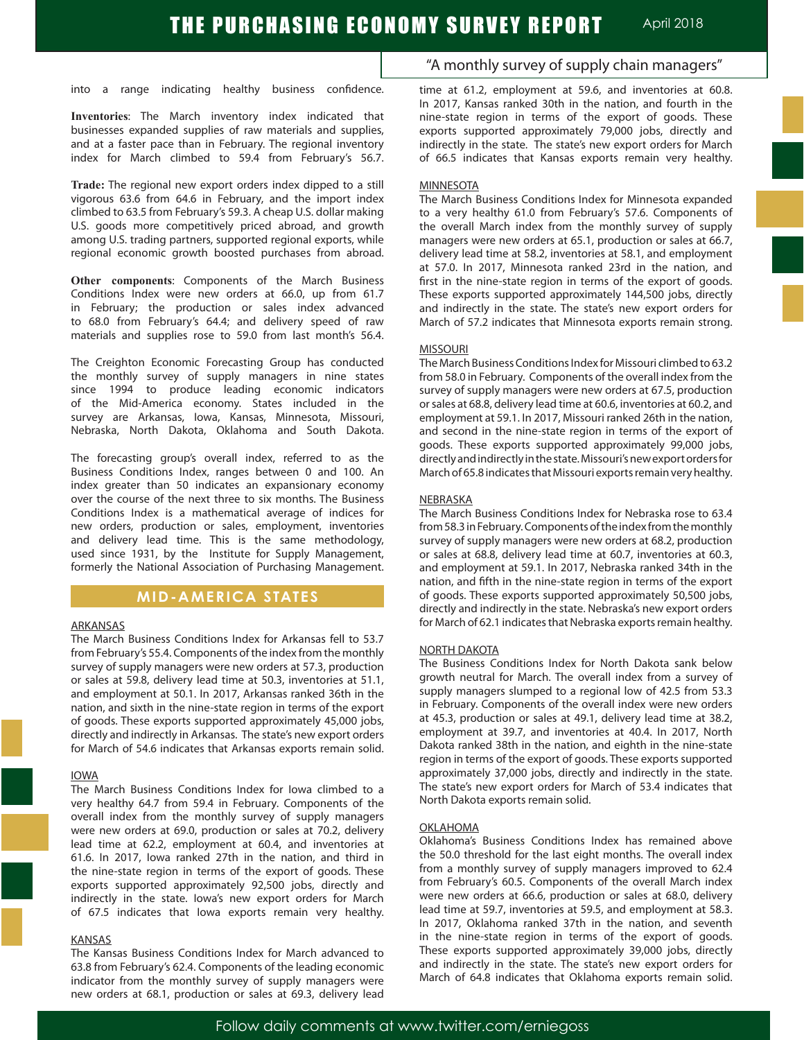into a range indicating healthy business confidence.

**Inventories**: The March inventory index indicated that businesses expanded supplies of raw materials and supplies, and at a faster pace than in February. The regional inventory index for March climbed to 59.4 from February's 56.7.

**Trade:** The regional new export orders index dipped to a still vigorous 63.6 from 64.6 in February, and the import index climbed to 63.5 from February's 59.3. A cheap U.S. dollar making U.S. goods more competitively priced abroad, and growth among U.S. trading partners, supported regional exports, while regional economic growth boosted purchases from abroad.

**Other components**: Components of the March Business Conditions Index were new orders at 66.0, up from 61.7 in February; the production or sales index advanced to 68.0 from February's 64.4; and delivery speed of raw materials and supplies rose to 59.0 from last month's 56.4.

The Creighton Economic Forecasting Group has conducted the monthly survey of supply managers in nine states since 1994 to produce leading economic indicators of the Mid-America economy. States included in the survey are Arkansas, Iowa, Kansas, Minnesota, Missouri, Nebraska, North Dakota, Oklahoma and South Dakota.

The forecasting group's overall index, referred to as the Business Conditions Index, ranges between 0 and 100. An index greater than 50 indicates an expansionary economy over the course of the next three to six months. The Business Conditions Index is a mathematical average of indices for new orders, production or sales, employment, inventories and delivery lead time. This is the same methodology, used since 1931, by the Institute for Supply Management, formerly the National Association of Purchasing Management.

## MID-AMERICA STATES

### ARKANSAS

The March Business Conditions Index for Arkansas fell to 53.7 from February's 55.4. Components of the index from the monthly survey of supply managers were new orders at 57.3, production or sales at 59.8, delivery lead time at 50.3, inventories at 51.1, and employment at 50.1. In 2017, Arkansas ranked 36th in the nation, and sixth in the nine-state region in terms of the export of goods. These exports supported approximately 45,000 jobs, directly and indirectly in Arkansas. The state's new export orders for March of 54.6 indicates that Arkansas exports remain solid.

### IOWA

The March Business Conditions Index for Iowa climbed to a very healthy 64.7 from 59.4 in February. Components of the overall index from the monthly survey of supply managers were new orders at 69.0, production or sales at 70.2, delivery lead time at 62.2, employment at 60.4, and inventories at 61.6. In 2017, Iowa ranked 27th in the nation, and third in the nine-state region in terms of the export of goods. These exports supported approximately 92,500 jobs, directly and indirectly in the state. Iowa's new export orders for March of 67.5 indicates that Iowa exports remain very healthy.

### KANSAS

The Kansas Business Conditions Index for March advanced to 63.8 from February's 62.4. Components of the leading economic indicator from the monthly survey of supply managers were new orders at 68.1, production or sales at 69.3, delivery lead time at 61.2, employment at 59.6, and inventories at 60.8. In 2017, Kansas ranked 30th in the nation, and fourth in the nine-state region in terms of the export of goods. These exports supported approximately 79,000 jobs, directly and indirectly in the state. The state's new export orders for March of 66.5 indicates that Kansas exports remain very healthy.

### MINNESOTA

The March Business Conditions Index for Minnesota expanded to a very healthy 61.0 from February's 57.6. Components of the overall March index from the monthly survey of supply managers were new orders at 65.1, production or sales at 66.7, delivery lead time at 58.2, inventories at 58.1, and employment at 57.0. In 2017, Minnesota ranked 23rd in the nation, and first in the nine-state region in terms of the export of goods. These exports supported approximately 144,500 jobs, directly and indirectly in the state. The state's new export orders for March of 57.2 indicates that Minnesota exports remain strong.

### MISSOURI

The March Business Conditions Index for Missouri climbed to 63.2 from 58.0 in February. Components of the overall index from the survey of supply managers were new orders at 67.5, production or sales at 68.8, delivery lead time at 60.6, inventories at 60.2, and employment at 59.1. In 2017, Missouri ranked 26th in the nation, and second in the nine-state region in terms of the export of goods. These exports supported approximately 99,000 jobs, directly and indirectly in the state. Missouri's new export orders for March of 65.8 indicates that Missouri exports remain very healthy.

### NEBRASKA

The March Business Conditions Index for Nebraska rose to 63.4 from 58.3 in February. Components of the index from the monthly survey of supply managers were new orders at 68.2, production or sales at 68.8, delivery lead time at 60.7, inventories at 60.3, and employment at 59.1. In 2017, Nebraska ranked 34th in the nation, and fifth in the nine-state region in terms of the export of goods. These exports supported approximately 50,500 jobs, directly and indirectly in the state. Nebraska's new export orders for March of 62.1 indicates that Nebraska exports remain healthy.

### NORTH DAKOTA

The Business Conditions Index for North Dakota sank below growth neutral for March. The overall index from a survey of supply managers slumped to a regional low of 42.5 from 53.3 in February. Components of the overall index were new orders at 45.3, production or sales at 49.1, delivery lead time at 38.2, employment at 39.7, and inventories at 40.4. In 2017, North Dakota ranked 38th in the nation, and eighth in the nine-state region in terms of the export of goods. These exports supported approximately 37,000 jobs, directly and indirectly in the state. The state's new export orders for March of 53.4 indicates that North Dakota exports remain solid.

### OKLAHOMA

Oklahoma's Business Conditions Index has remained above the 50.0 threshold for the last eight months. The overall index from a monthly survey of supply managers improved to 62.4 from February's 60.5. Components of the overall March index were new orders at 66.6, production or sales at 68.0, delivery lead time at 59.7, inventories at 59.5, and employment at 58.3. In 2017, Oklahoma ranked 37th in the nation, and seventh in the nine-state region in terms of the export of goods. These exports supported approximately 39,000 jobs, directly and indirectly in the state. The state's new export orders for March of 64.8 indicates that Oklahoma exports remain solid.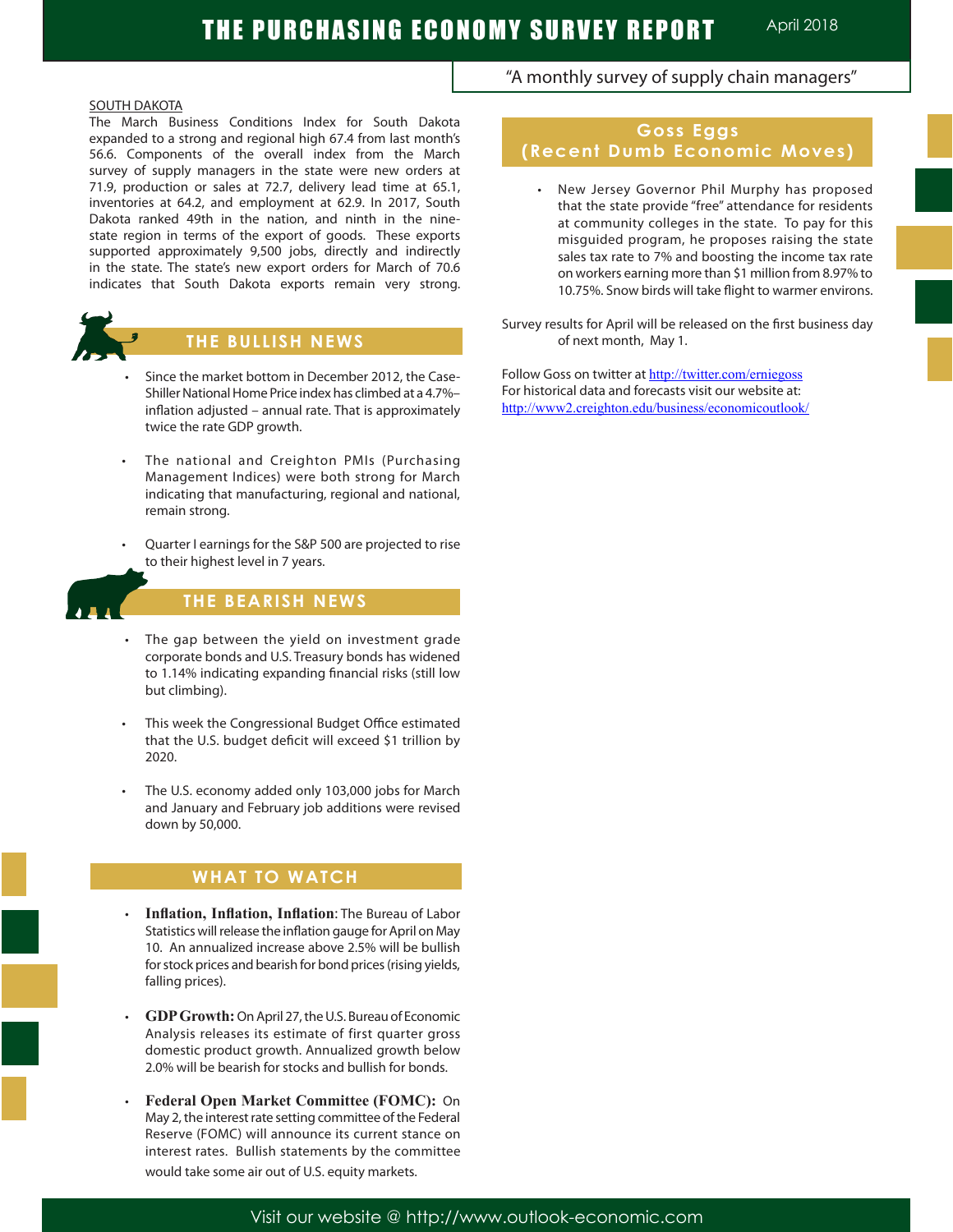"A monthly survey of supply chain managers"

SOUTH DAKOTA

The March Business Conditions Index for South Dakota expanded to a strong and regional high 67.4 from last month's 56.6. Components of the overall index from the March survey of supply managers in the state were new orders at 71.9, production or sales at 72.7, delivery lead time at 65.1, inventories at 64.2, and employment at 62.9. In 2017, South Dakota ranked 49th in the nation, and ninth in the nine-state region in terms of the export of goods. These exports supported approximately 9,500 jobs, directly and indirectly in the state. The state's new export orders for March of 70.6 indicates that South Dakota exports remain very strong.

## THE BULLISH NEWS

- Since the market bottom in December 2012, the Case-Shiller National Home Price index has climbed at a 4.7%–inflation adjusted – annual rate. That is approximately twice the rate GDP growth.
- The national and Creighton PMIs (Purchasing Management Indices) were both strong for March indicating that manufacturing, regional and national, remain strong.
- Quarter I earnings for the S&P 500 are projected to rise to their highest level in 7 years.

## THE BEARISH NEWS

- The gap between the yield on investment grade corporate bonds and U.S. Treasury bonds has widened to 1.14% indicating expanding financial risks (still low but climbing).
- This week the Congressional Budget Office estimated that the U.S. budget deficit will exceed $1 trillion by 2020.
- The U.S. economy added only 103,000 jobs for March and January and February job additions were revised down by 50,000.

## WHAT TO WATCH

- **Inflation, Inflation, Inflation**: The Bureau of Labor Statistics will release the inflation gauge for April on May 10. An annualized increase above 2.5% will be bullish for stock prices and bearish for bond prices (rising yields, falling prices).
- **GDP Growth:** On April 27, the U.S. Bureau of Economic Analysis releases its estimate of first quarter gross domestic product growth. Annualized growth below 2.0% will be bearish for stocks and bullish for bonds.
- **Federal Open Market Committee (FOMC):** On May 2, the interest rate setting committee of the Federal Reserve (FOMC) will announce its current stance on interest rates. Bullish statements by the committee would take some air out of U.S. equity markets.

## Goss Eggs (Recent Dumb Economic Moves)

- New Jersey Governor Phil Murphy has proposed that the state provide "free" attendance for residents at community colleges in the state. To pay for this misguided program, he proposes raising the state sales tax rate to 7% and boosting the income tax rate on workers earning more than $1 million from 8.97% to 10.75%. Snow birds will take flight to warmer environs.

Survey results for April will be released on the first business day of next month, May 1.

Follow Goss on twitter at http://twitter.com/erniegoss

For historical data and forecasts visit our website at: http://www2.creighton.edu/business/economicoutlook/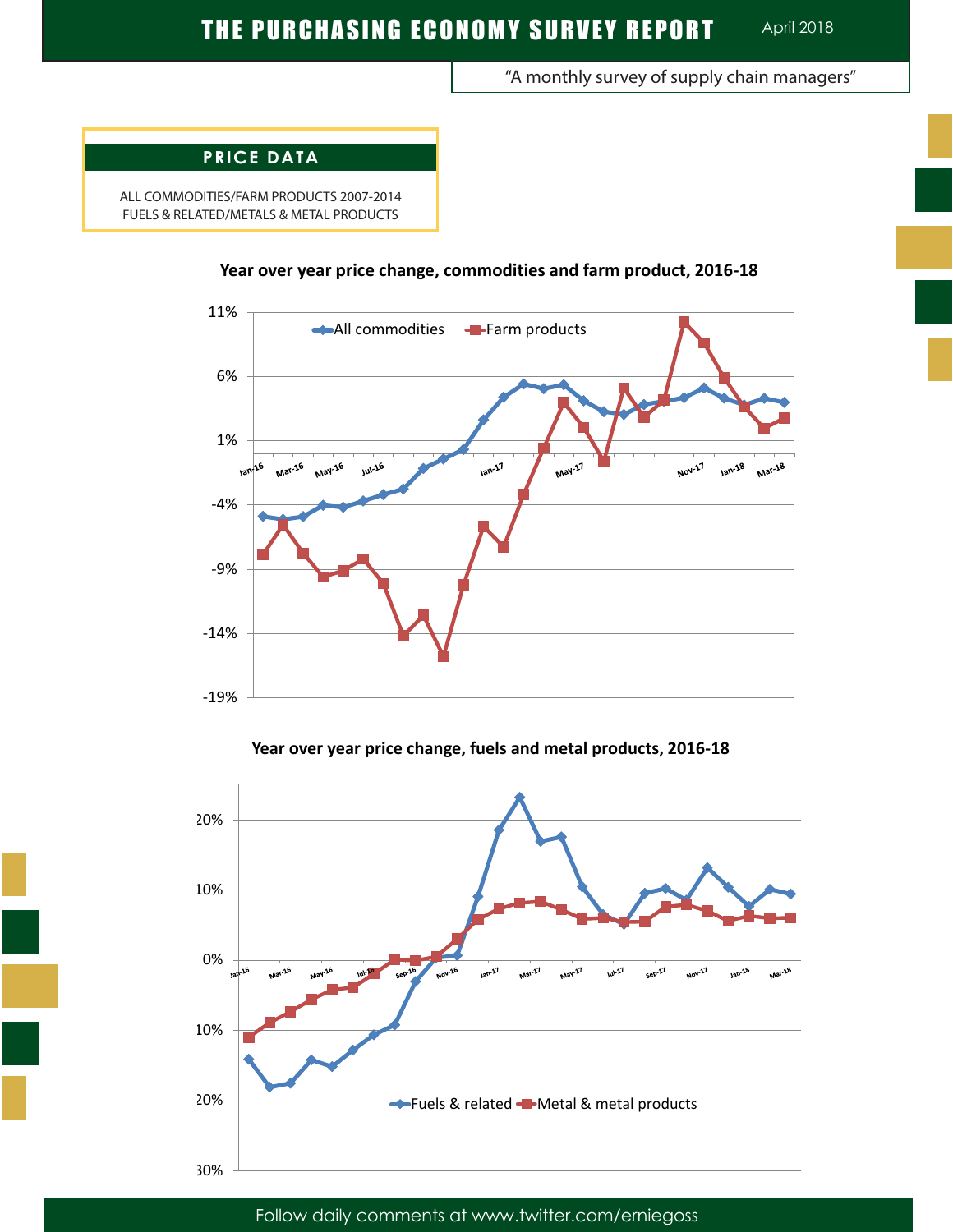# THE PURCHASING ECONOMY SURVEY REPORT

April 2018

"A monthly survey of supply chain managers"

## PRICE DATA

ALL COMMODITIES/FARM PRODUCTS 2007-2014
FUELS & RELATED/METALS & METAL PRODUCTS

**Year over year price change, commodities and farm product, 2016-18**

All commodities
Farm products

11%
6%
1%
-4%
-9%
-14%
-19%

Jan-16 Mar-16 May-16 Jul-16 Jan-17 May-17 Nov-17 Jan-18 Mar-18

**Year over year price change, fuels and metal products, 2016-18**

Fuels & related
Metal & metal products

20%
10%
0%
10%
20%
30%

Jan-16 Mar-16 May-16 Jul-16 Sep-16 Nov-16 Jan-17 Mar-17 May-17 Jul-17 Sep-17 Nov-17 Jan-18 Mar-18

Follow daily comments at www.twitter.com/erniegoss